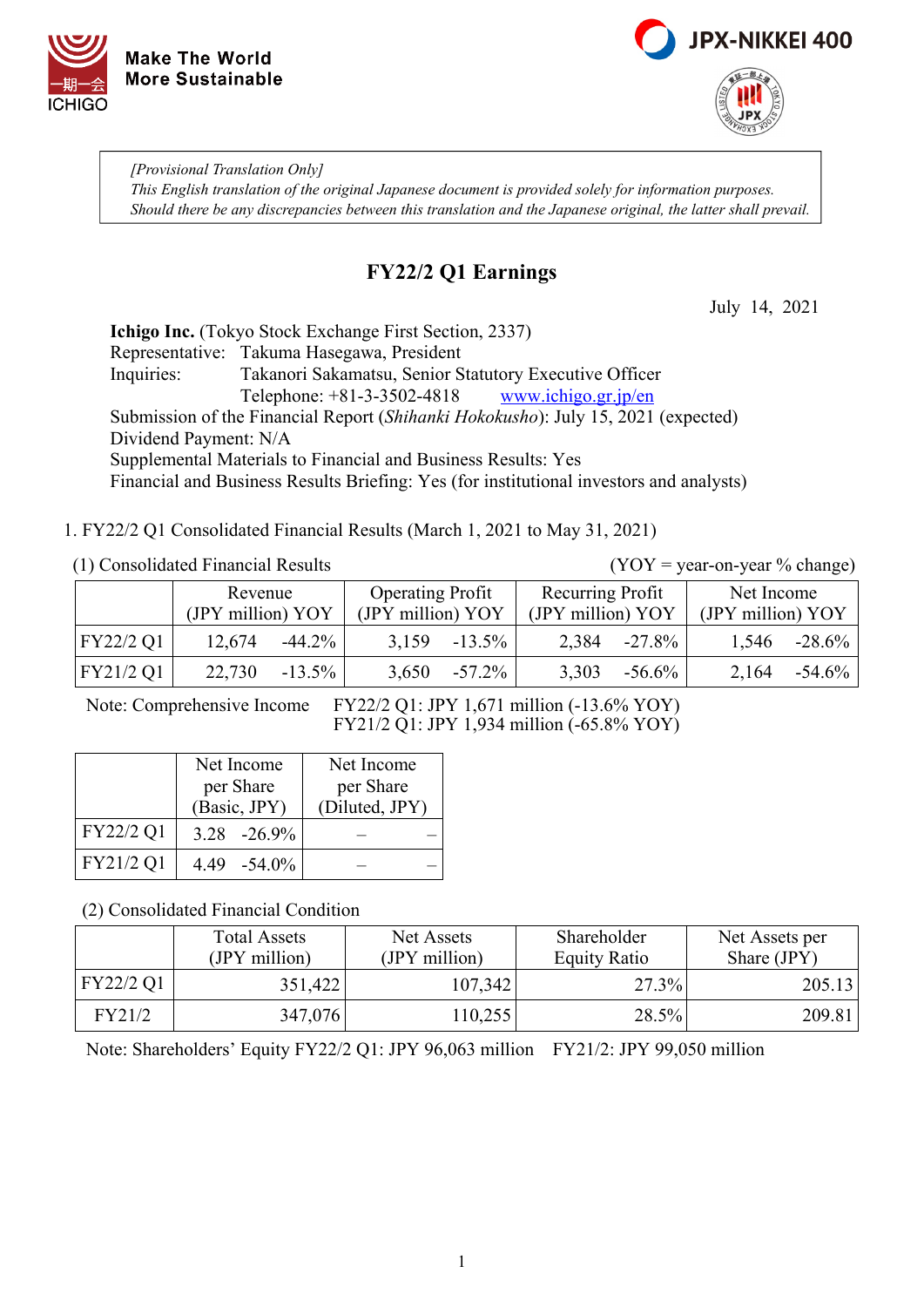Make The World More Sustainable

JPX-NIKKEI 400

*[Provisional Translation Only]*
*This English translation of the original Japanese document is provided solely for information purposes. Should there be any discrepancies between this translation and the Japanese original, the latter shall prevail.*

# FY22/2 Q1 Earnings

July 14, 2021

**Ichigo Inc.** (Tokyo Stock Exchange First Section, 2337)
Representative: Takuma Hasegawa, President
Inquiries: Takanori Sakamatsu, Senior Statutory Executive Officer
Telephone: +81-3-3502-4818 www.ichigo.gr.jp/en
Submission of the Financial Report (*Shihanki Hokokusho*): July 15, 2021 (expected)
Dividend Payment: N/A
Supplemental Materials to Financial and Business Results: Yes
Financial and Business Results Briefing: Yes (for institutional investors and analysts)

1. FY22/2 Q1 Consolidated Financial Results (March 1, 2021 to May 31, 2021)

(1) Consolidated Financial Results (YOY = year-on-year % change)

| | Revenue (JPY million) | YOY | Operating Profit (JPY million) | YOY | Recurring Profit (JPY million) | YOY | Net Income (JPY million) | YOY |
|---|---|---|---|---|---|---|---|---|
| FY22/2 Q1 | 12,674 | -44.2% | 3,159 | -13.5% | 2,384 | -27.8% | 1,546 | -28.6% |
| FY21/2 Q1 | 22,730 | -13.5% | 3,650 | -57.2% | 3,303 | -56.6% | 2,164 | -54.6% |

Note: Comprehensive Income FY22/2 Q1: JPY 1,671 million (-13.6% YOY)
FY21/2 Q1: JPY 1,934 million (-65.8% YOY)

| | Net Income per Share (Basic, JPY) | | Net Income per Share (Diluted, JPY) | |
|---|---|---|---|---|
| FY22/2 Q1 | 3.28 | -26.9% | – | – |
| FY21/2 Q1 | 4.49 | -54.0% | – | – |

(2) Consolidated Financial Condition

| | Total Assets (JPY million) | Net Assets (JPY million) | Shareholder Equity Ratio | Net Assets per Share (JPY) |
|---|---|---|---|---|
| FY22/2 Q1 | 351,422 | 107,342 | 27.3% | 205.13 |
| FY21/2 | 347,076 | 110,255 | 28.5% | 209.81 |

Note: Shareholders' Equity FY22/2 Q1: JPY 96,063 million FY21/2: JPY 99,050 million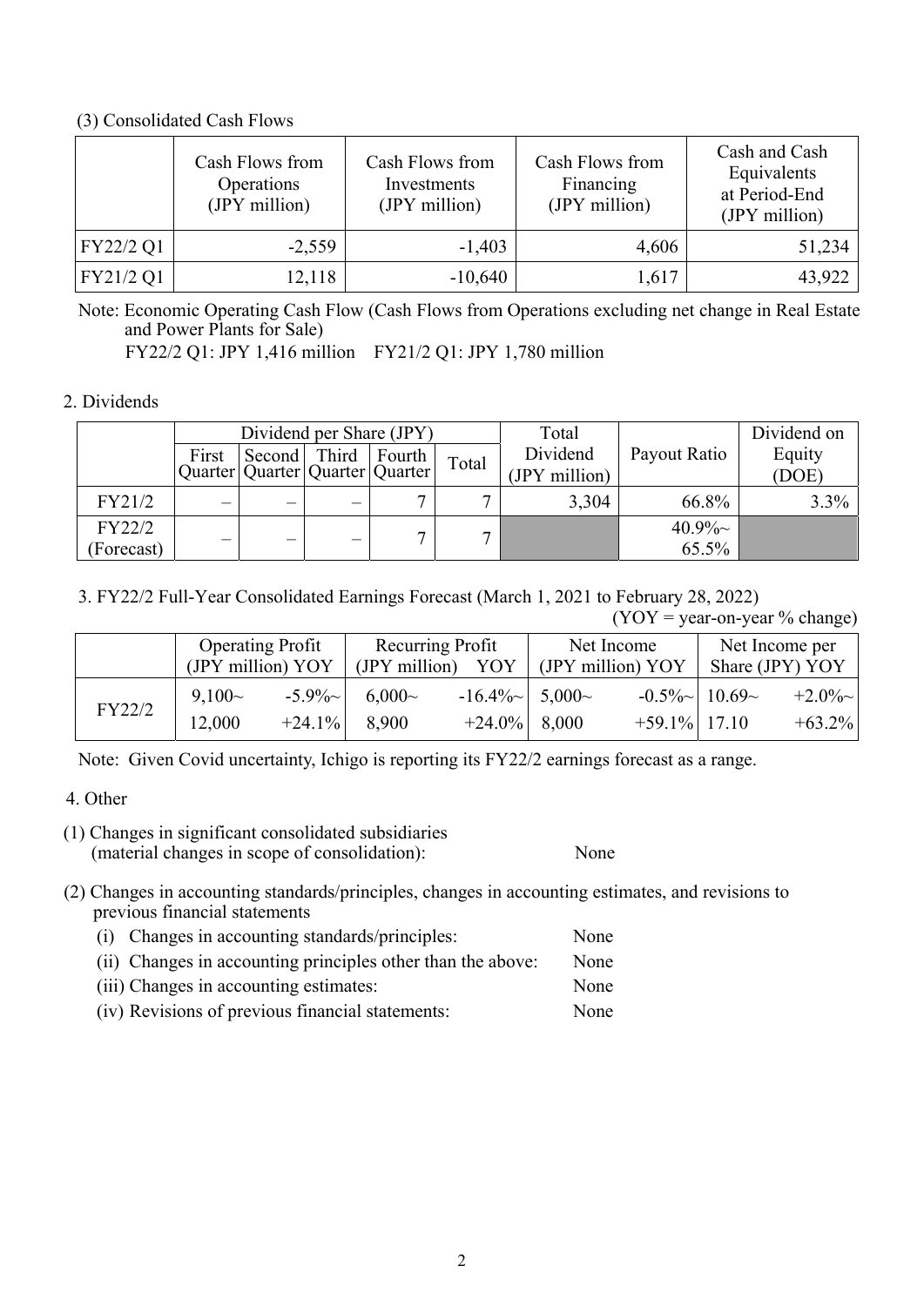### (3) Consolidated Cash Flows

| | Cash Flows from Operations (JPY million) | Cash Flows from Investments (JPY million) | Cash Flows from Financing (JPY million) | Cash and Cash Equivalents at Period-End (JPY million) |
|---|---|---|---|---|
| FY22/2 Q1 | -2,559 | -1,403 | 4,606 | 51,234 |
| FY21/2 Q1 | 12,118 | -10,640 | 1,617 | 43,922 |

Note: Economic Operating Cash Flow (Cash Flows from Operations excluding net change in Real Estate and Power Plants for Sale)
FY22/2 Q1: JPY 1,416 million    FY21/2 Q1: JPY 1,780 million

## 2. Dividends

| | Dividend per Share (JPY) | | | | | Total Dividend (JPY million) | Payout Ratio | Dividend on Equity (DOE) |
|---|---|---|---|---|---|---|---|---|
| | First Quarter | Second Quarter | Third Quarter | Fourth Quarter | Total | | | |
| FY21/2 | – | – | – | 7 | 7 | 3,304 | 66.8% | 3.3% |
| FY22/2 (Forecast) | – | – | – | 7 | 7 | | 40.9%~ 65.5% | |

## 3. FY22/2 Full-Year Consolidated Earnings Forecast (March 1, 2021 to February 28, 2022)

(YOY = year-on-year % change)

| | Operating Profit (JPY million) | YOY | Recurring Profit (JPY million) | YOY | Net Income (JPY million) | YOY | Net Income per Share (JPY) | YOY |
|---|---|---|---|---|---|---|---|---|
| FY22/2 | 9,100~ 12,000 | -5.9%~ +24.1% | 6,000~ 8,900 | -16.4%~ +24.0% | 5,000~ 8,000 | -0.5%~ +59.1% | 10.69~ 17.10 | +2.0%~ +63.2% |

Note: Given Covid uncertainty, Ichigo is reporting its FY22/2 earnings forecast as a range.

## 4. Other

(1) Changes in significant consolidated subsidiaries (material changes in scope of consolidation): None

(2) Changes in accounting standards/principles, changes in accounting estimates, and revisions to previous financial statements

- (i) Changes in accounting standards/principles: None
- (ii) Changes in accounting principles other than the above: None
- (iii) Changes in accounting estimates: None
- (iv) Revisions of previous financial statements: None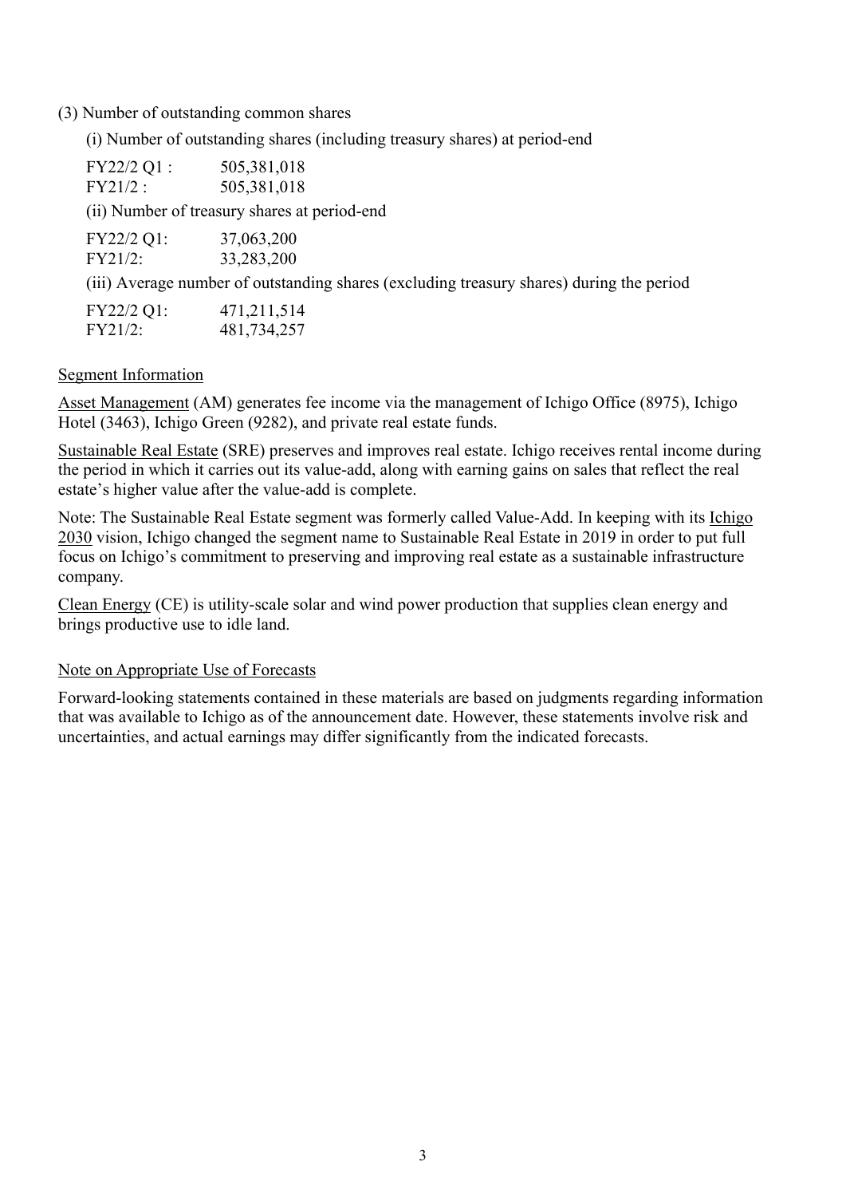(3) Number of outstanding common shares

(i) Number of outstanding shares (including treasury shares) at period-end

| | |
|---|---|
| FY22/2 Q1 : | 505,381,018 |
| FY21/2 : | 505,381,018 |

(ii) Number of treasury shares at period-end

| | |
|---|---|
| FY22/2 Q1: | 37,063,200 |
| FY21/2: | 33,283,200 |

(iii) Average number of outstanding shares (excluding treasury shares) during the period

| | |
|---|---|
| FY22/2 Q1: | 471,211,514 |
| FY21/2: | 481,734,257 |

Segment Information

Asset Management (AM) generates fee income via the management of Ichigo Office (8975), Ichigo Hotel (3463), Ichigo Green (9282), and private real estate funds.

Sustainable Real Estate (SRE) preserves and improves real estate. Ichigo receives rental income during the period in which it carries out its value-add, along with earning gains on sales that reflect the real estate's higher value after the value-add is complete.

Note: The Sustainable Real Estate segment was formerly called Value-Add. In keeping with its Ichigo 2030 vision, Ichigo changed the segment name to Sustainable Real Estate in 2019 in order to put full focus on Ichigo's commitment to preserving and improving real estate as a sustainable infrastructure company.

Clean Energy (CE) is utility-scale solar and wind power production that supplies clean energy and brings productive use to idle land.

Note on Appropriate Use of Forecasts

Forward-looking statements contained in these materials are based on judgments regarding information that was available to Ichigo as of the announcement date. However, these statements involve risk and uncertainties, and actual earnings may differ significantly from the indicated forecasts.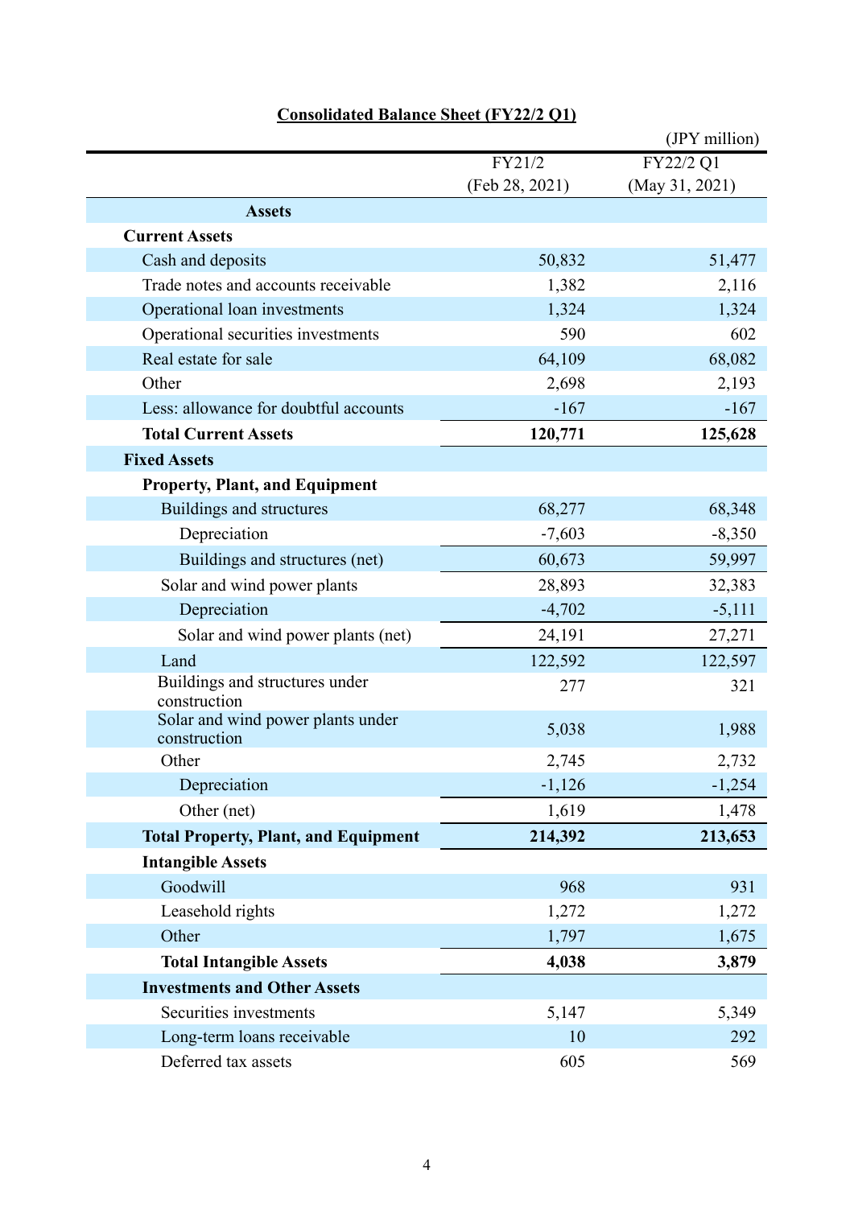## Consolidated Balance Sheet (FY22/2 Q1)

(JPY million)

| | FY21/2 (Feb 28, 2021) | FY22/2 Q1 (May 31, 2021) |
|---|---|---|
| **Assets** | | |
| **Current Assets** | | |
| Cash and deposits | 50,832 | 51,477 |
| Trade notes and accounts receivable | 1,382 | 2,116 |
| Operational loan investments | 1,324 | 1,324 |
| Operational securities investments | 590 | 602 |
| Real estate for sale | 64,109 | 68,082 |
| Other | 2,698 | 2,193 |
| Less: allowance for doubtful accounts | -167 | -167 |
| **Total Current Assets** | **120,771** | **125,628** |
| **Fixed Assets** | | |
| **Property, Plant, and Equipment** | | |
| Buildings and structures | 68,277 | 68,348 |
| Depreciation | -7,603 | -8,350 |
| Buildings and structures (net) | 60,673 | 59,997 |
| Solar and wind power plants | 28,893 | 32,383 |
| Depreciation | -4,702 | -5,111 |
| Solar and wind power plants (net) | 24,191 | 27,271 |
| Land | 122,592 | 122,597 |
| Buildings and structures under construction | 277 | 321 |
| Solar and wind power plants under construction | 5,038 | 1,988 |
| Other | 2,745 | 2,732 |
| Depreciation | -1,126 | -1,254 |
| Other (net) | 1,619 | 1,478 |
| **Total Property, Plant, and Equipment** | **214,392** | **213,653** |
| **Intangible Assets** | | |
| Goodwill | 968 | 931 |
| Leasehold rights | 1,272 | 1,272 |
| Other | 1,797 | 1,675 |
| **Total Intangible Assets** | **4,038** | **3,879** |
| **Investments and Other Assets** | | |
| Securities investments | 5,147 | 5,349 |
| Long-term loans receivable | 10 | 292 |
| Deferred tax assets | 605 | 569 |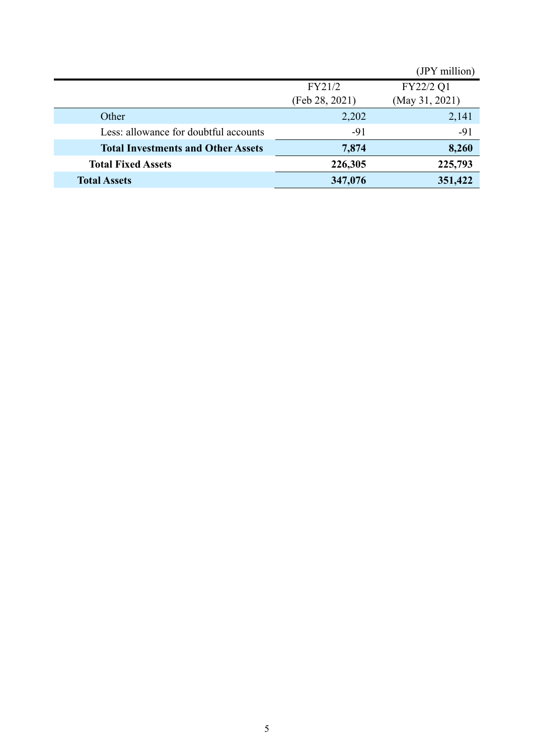(JPY million)

| | FY21/2<br>(Feb 28, 2021) | FY22/2 Q1<br>(May 31, 2021) |
|---|---|---|
| Other | 2,202 | 2,141 |
| Less: allowance for doubtful accounts | -91 | -91 |
| **Total Investments and Other Assets** | **7,874** | **8,260** |
| **Total Fixed Assets** | **226,305** | **225,793** |
| **Total Assets** | **347,076** | **351,422** |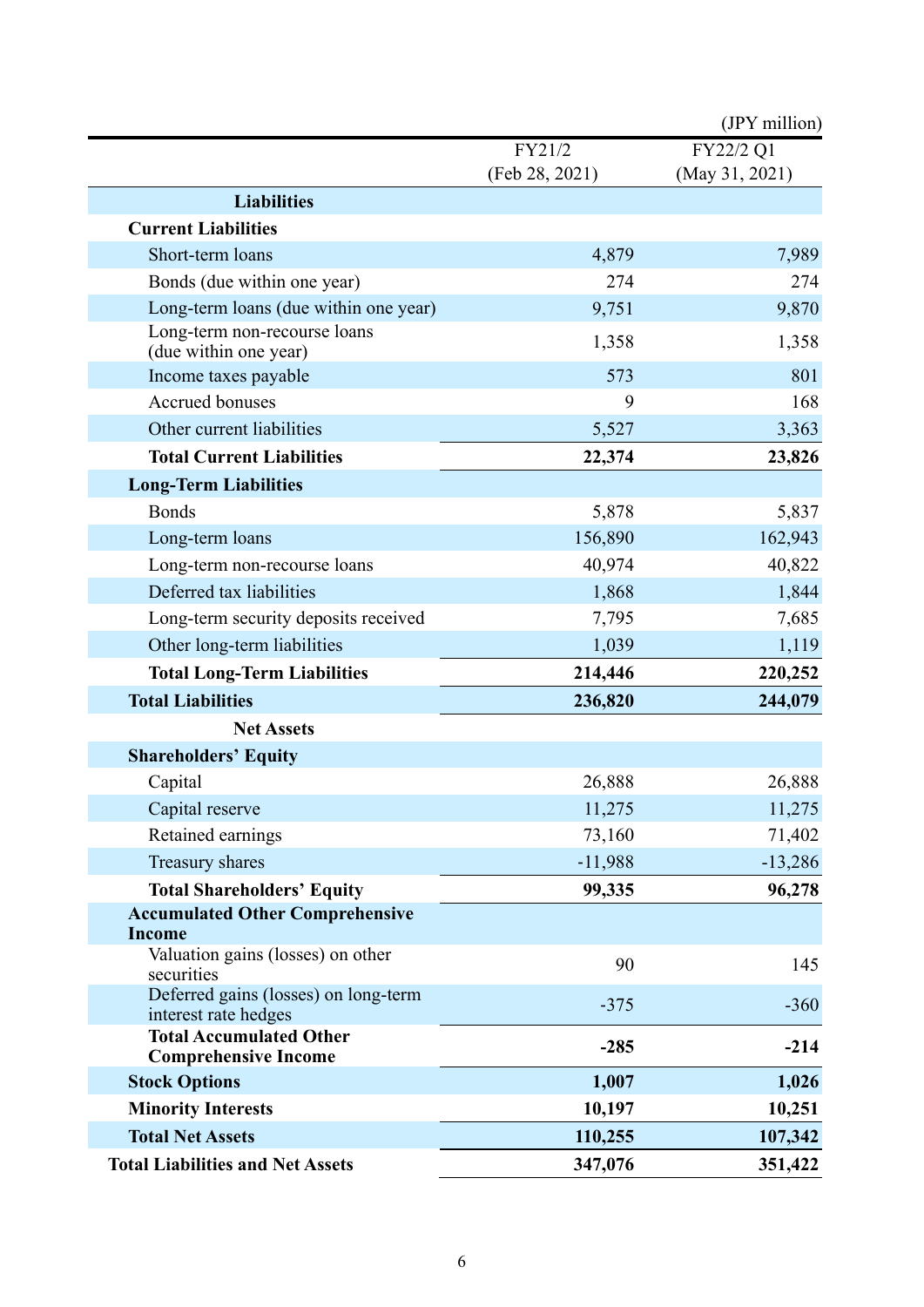(JPY million)

| | FY21/2 (Feb 28, 2021) | FY22/2 Q1 (May 31, 2021) |
|---|---|---|
| **Liabilities** | | |
| **Current Liabilities** | | |
| Short-term loans | 4,879 | 7,989 |
| Bonds (due within one year) | 274 | 274 |
| Long-term loans (due within one year) | 9,751 | 9,870 |
| Long-term non-recourse loans (due within one year) | 1,358 | 1,358 |
| Income taxes payable | 573 | 801 |
| Accrued bonuses | 9 | 168 |
| Other current liabilities | 5,527 | 3,363 |
| **Total Current Liabilities** | **22,374** | **23,826** |
| **Long-Term Liabilities** | | |
| Bonds | 5,878 | 5,837 |
| Long-term loans | 156,890 | 162,943 |
| Long-term non-recourse loans | 40,974 | 40,822 |
| Deferred tax liabilities | 1,868 | 1,844 |
| Long-term security deposits received | 7,795 | 7,685 |
| Other long-term liabilities | 1,039 | 1,119 |
| **Total Long-Term Liabilities** | **214,446** | **220,252** |
| **Total Liabilities** | **236,820** | **244,079** |
| **Net Assets** | | |
| **Shareholders' Equity** | | |
| Capital | 26,888 | 26,888 |
| Capital reserve | 11,275 | 11,275 |
| Retained earnings | 73,160 | 71,402 |
| Treasury shares | -11,988 | -13,286 |
| **Total Shareholders' Equity** | **99,335** | **96,278** |
| **Accumulated Other Comprehensive Income** | | |
| Valuation gains (losses) on other securities | 90 | 145 |
| Deferred gains (losses) on long-term interest rate hedges | -375 | -360 |
| **Total Accumulated Other Comprehensive Income** | **-285** | **-214** |
| **Stock Options** | **1,007** | **1,026** |
| **Minority Interests** | **10,197** | **10,251** |
| **Total Net Assets** | **110,255** | **107,342** |
| **Total Liabilities and Net Assets** | **347,076** | **351,422** |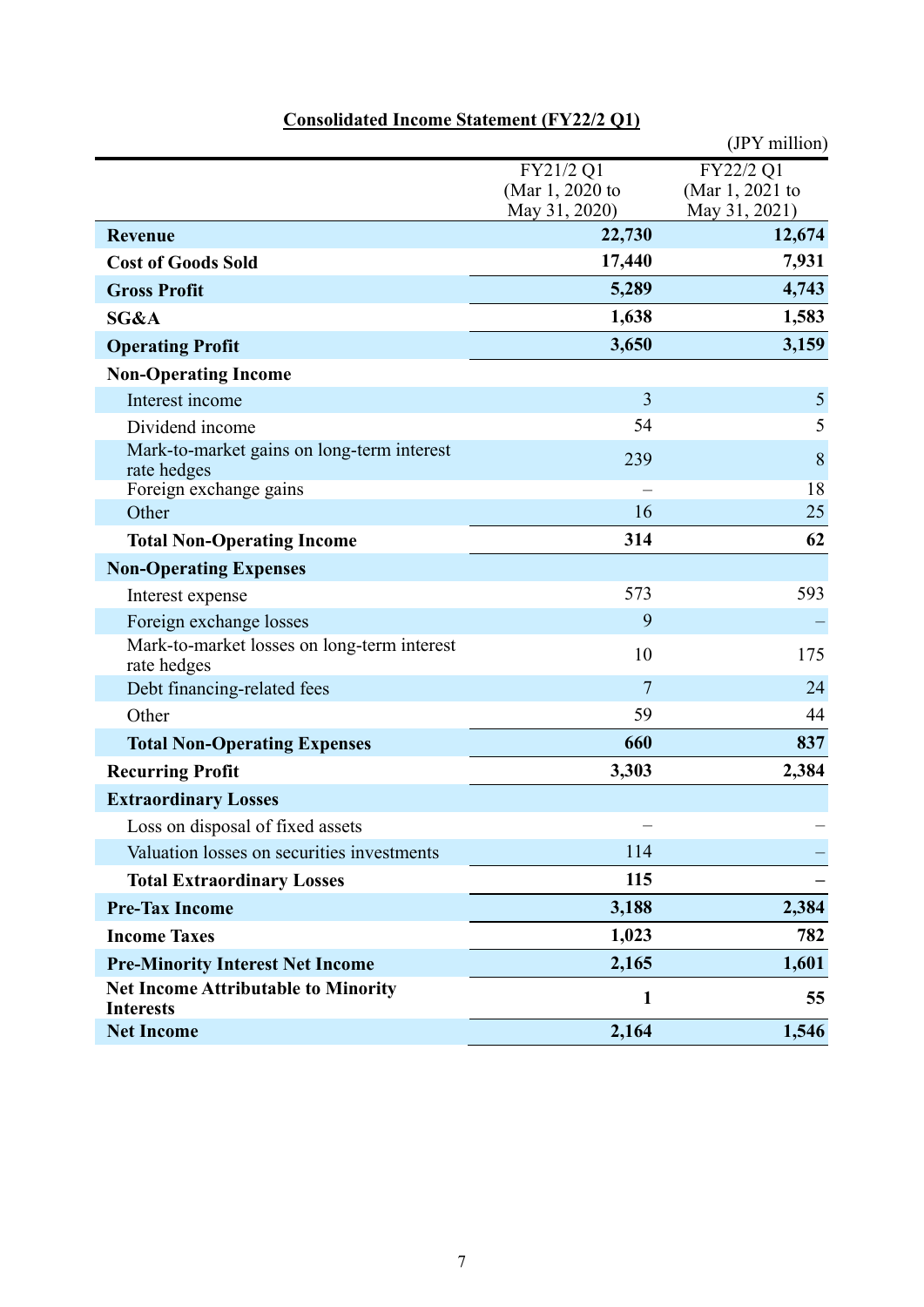**Consolidated Income Statement (FY22/2 Q1)**

(JPY million)

| | FY21/2 Q1 (Mar 1, 2020 to May 31, 2020) | FY22/2 Q1 (Mar 1, 2021 to May 31, 2021) |
|---|---|---|
| **Revenue** | **22,730** | **12,674** |
| **Cost of Goods Sold** | **17,440** | **7,931** |
| **Gross Profit** | **5,289** | **4,743** |
| **SG&A** | **1,638** | **1,583** |
| **Operating Profit** | **3,650** | **3,159** |
| **Non-Operating Income** | | |
| Interest income | 3 | 5 |
| Dividend income | 54 | 5 |
| Mark-to-market gains on long-term interest rate hedges | 239 | 8 |
| Foreign exchange gains | – | 18 |
| Other | 16 | 25 |
| **Total Non-Operating Income** | **314** | **62** |
| **Non-Operating Expenses** | | |
| Interest expense | 573 | 593 |
| Foreign exchange losses | 9 | – |
| Mark-to-market losses on long-term interest rate hedges | 10 | 175 |
| Debt financing-related fees | 7 | 24 |
| Other | 59 | 44 |
| **Total Non-Operating Expenses** | **660** | **837** |
| **Recurring Profit** | **3,303** | **2,384** |
| **Extraordinary Losses** | | |
| Loss on disposal of fixed assets | – | – |
| Valuation losses on securities investments | 114 | – |
| **Total Extraordinary Losses** | **115** | **–** |
| **Pre-Tax Income** | **3,188** | **2,384** |
| **Income Taxes** | **1,023** | **782** |
| **Pre-Minority Interest Net Income** | **2,165** | **1,601** |
| **Net Income Attributable to Minority Interests** | **1** | **55** |
| **Net Income** | **2,164** | **1,546** |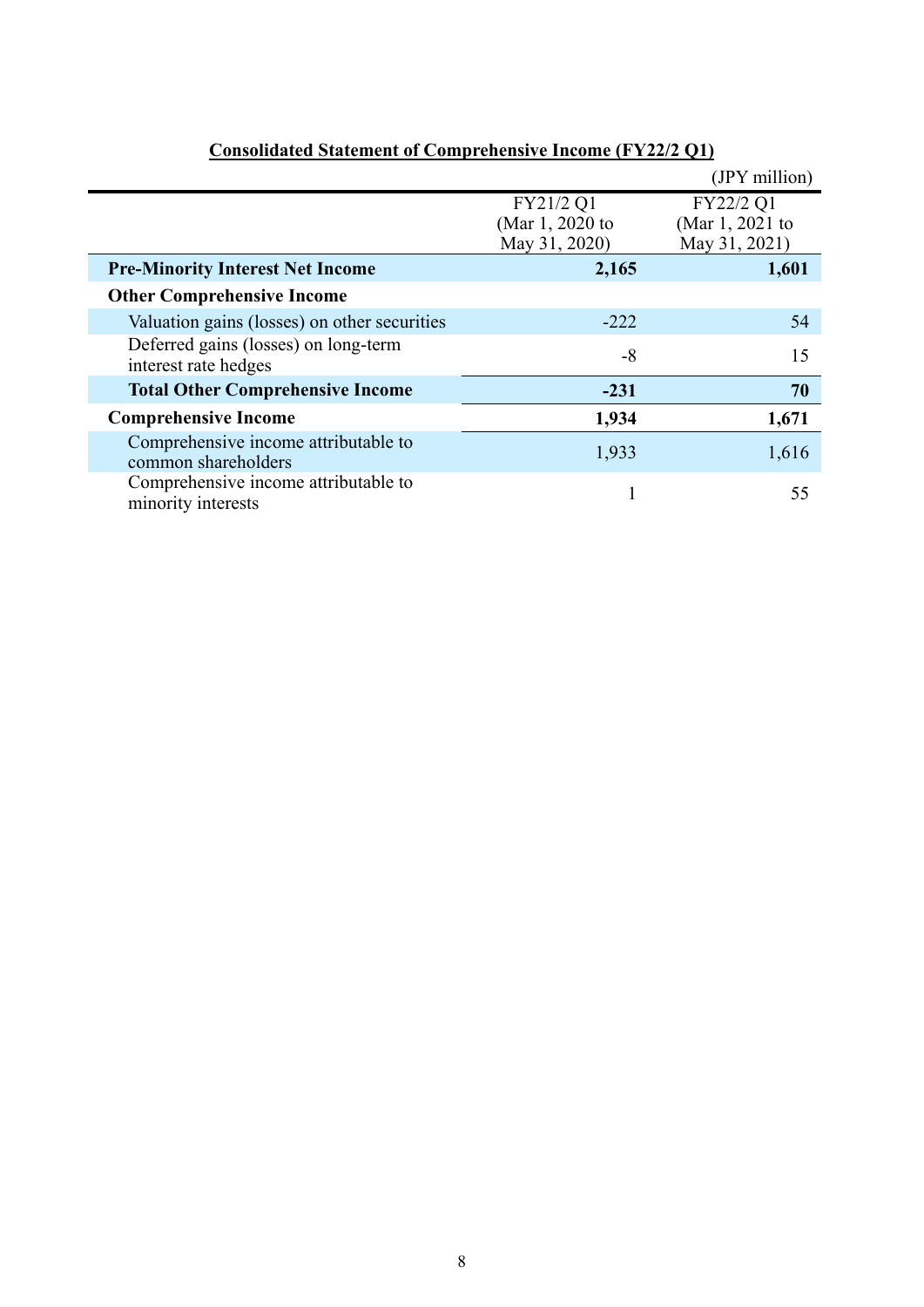## Consolidated Statement of Comprehensive Income (FY22/2 Q1)

(JPY million)

| | FY21/2 Q1 (Mar 1, 2020 to May 31, 2020) | FY22/2 Q1 (Mar 1, 2021 to May 31, 2021) |
|---|---|---|
| **Pre-Minority Interest Net Income** | **2,165** | **1,601** |
| **Other Comprehensive Income** | | |
| Valuation gains (losses) on other securities | -222 | 54 |
| Deferred gains (losses) on long-term interest rate hedges | -8 | 15 |
| **Total Other Comprehensive Income** | **-231** | **70** |
| **Comprehensive Income** | **1,934** | **1,671** |
| Comprehensive income attributable to common shareholders | 1,933 | 1,616 |
| Comprehensive income attributable to minority interests | 1 | 55 |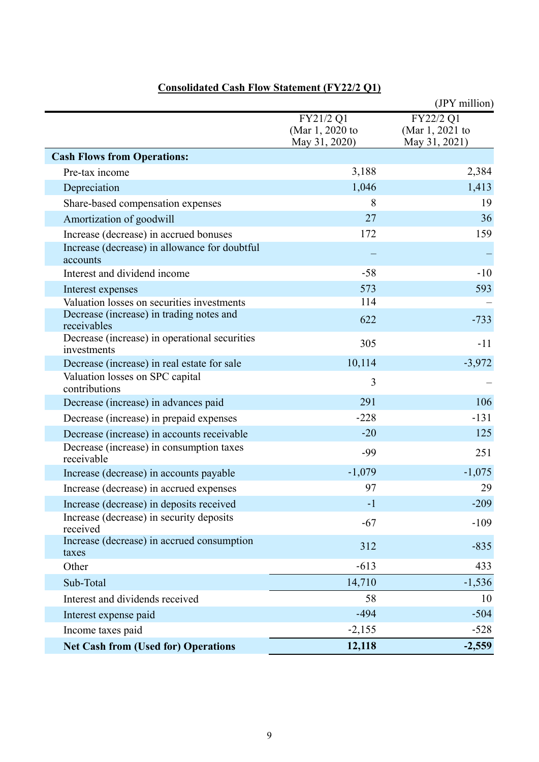## Consolidated Cash Flow Statement (FY22/2 Q1)

(JPY million)

| | FY21/2 Q1 (Mar 1, 2020 to May 31, 2020) | FY22/2 Q1 (Mar 1, 2021 to May 31, 2021) |
|---|---|---|
| **Cash Flows from Operations:** | | |
| Pre-tax income | 3,188 | 2,384 |
| Depreciation | 1,046 | 1,413 |
| Share-based compensation expenses | 8 | 19 |
| Amortization of goodwill | 27 | 36 |
| Increase (decrease) in accrued bonuses | 172 | 159 |
| Increase (decrease) in allowance for doubtful accounts | – | – |
| Interest and dividend income | -58 | -10 |
| Interest expenses | 573 | 593 |
| Valuation losses on securities investments | 114 | – |
| Decrease (increase) in trading notes and receivables | 622 | -733 |
| Decrease (increase) in operational securities investments | 305 | -11 |
| Decrease (increase) in real estate for sale | 10,114 | -3,972 |
| Valuation losses on SPC capital contributions | 3 | – |
| Decrease (increase) in advances paid | 291 | 106 |
| Decrease (increase) in prepaid expenses | -228 | -131 |
| Decrease (increase) in accounts receivable | -20 | 125 |
| Decrease (increase) in consumption taxes receivable | -99 | 251 |
| Increase (decrease) in accounts payable | -1,079 | -1,075 |
| Increase (decrease) in accrued expenses | 97 | 29 |
| Increase (decrease) in deposits received | -1 | -209 |
| Increase (decrease) in security deposits received | -67 | -109 |
| Increase (decrease) in accrued consumption taxes | 312 | -835 |
| Other | -613 | 433 |
| Sub-Total | 14,710 | -1,536 |
| Interest and dividends received | 58 | 10 |
| Interest expense paid | -494 | -504 |
| Income taxes paid | -2,155 | -528 |
| **Net Cash from (Used for) Operations** | **12,118** | **-2,559** |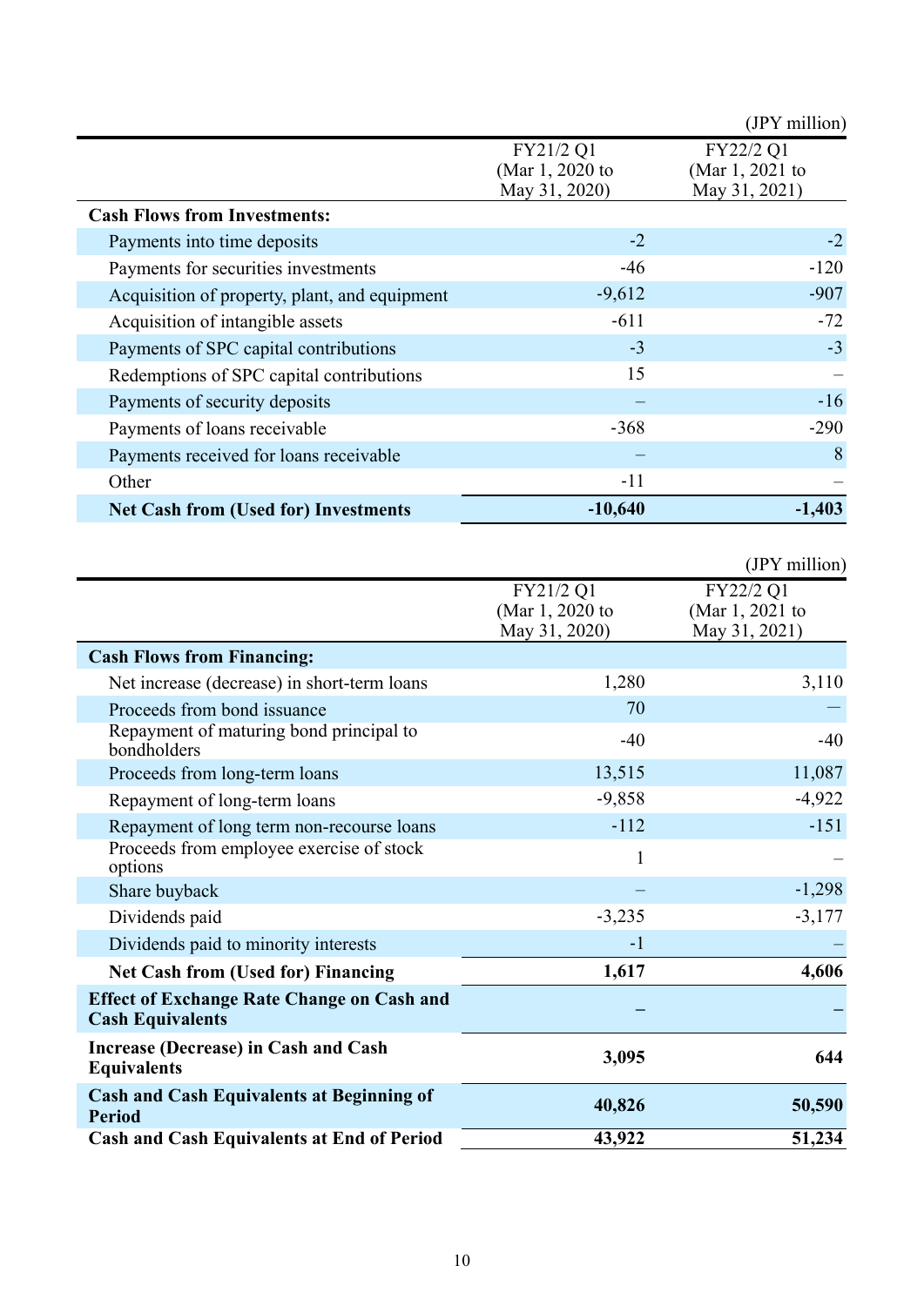(JPY million)

| | FY21/2 Q1 (Mar 1, 2020 to May 31, 2020) | FY22/2 Q1 (Mar 1, 2021 to May 31, 2021) |
|---|---|---|
| **Cash Flows from Investments:** | | |
| Payments into time deposits | -2 | -2 |
| Payments for securities investments | -46 | -120 |
| Acquisition of property, plant, and equipment | -9,612 | -907 |
| Acquisition of intangible assets | -611 | -72 |
| Payments of SPC capital contributions | -3 | -3 |
| Redemptions of SPC capital contributions | 15 | – |
| Payments of security deposits | – | -16 |
| Payments of loans receivable | -368 | -290 |
| Payments received for loans receivable | – | 8 |
| Other | -11 | – |
| **Net Cash from (Used for) Investments** | **-10,640** | **-1,403** |

(JPY million)

| | FY21/2 Q1 (Mar 1, 2020 to May 31, 2020) | FY22/2 Q1 (Mar 1, 2021 to May 31, 2021) |
|---|---|---|
| **Cash Flows from Financing:** | | |
| Net increase (decrease) in short-term loans | 1,280 | 3,110 |
| Proceeds from bond issuance | 70 | — |
| Repayment of maturing bond principal to bondholders | -40 | -40 |
| Proceeds from long-term loans | 13,515 | 11,087 |
| Repayment of long-term loans | -9,858 | -4,922 |
| Repayment of long term non-recourse loans | -112 | -151 |
| Proceeds from employee exercise of stock options | 1 | – |
| Share buyback | – | -1,298 |
| Dividends paid | -3,235 | -3,177 |
| Dividends paid to minority interests | -1 | – |
| **Net Cash from (Used for) Financing** | **1,617** | **4,606** |
| **Effect of Exchange Rate Change on Cash and Cash Equivalents** | **–** | **–** |
| **Increase (Decrease) in Cash and Cash Equivalents** | **3,095** | **644** |
| **Cash and Cash Equivalents at Beginning of Period** | **40,826** | **50,590** |
| **Cash and Cash Equivalents at End of Period** | **43,922** | **51,234** |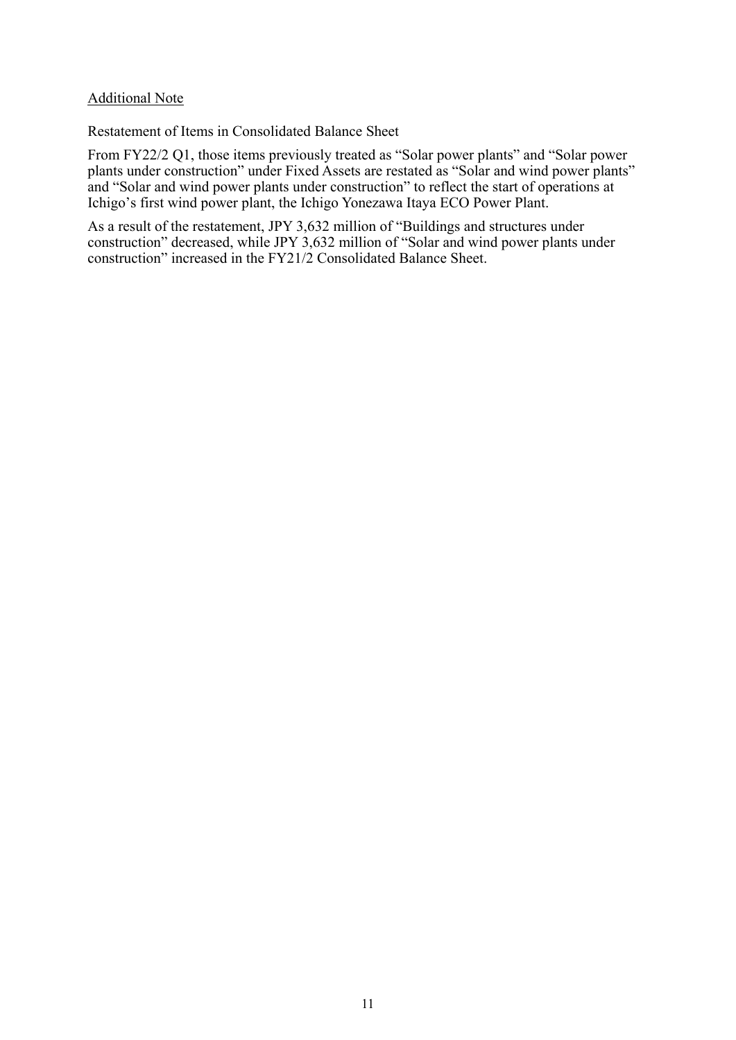Additional Note

Restatement of Items in Consolidated Balance Sheet

From FY22/2 Q1, those items previously treated as "Solar power plants" and "Solar power plants under construction" under Fixed Assets are restated as "Solar and wind power plants" and "Solar and wind power plants under construction" to reflect the start of operations at Ichigo's first wind power plant, the Ichigo Yonezawa Itaya ECO Power Plant.

As a result of the restatement, JPY 3,632 million of "Buildings and structures under construction" decreased, while JPY 3,632 million of "Solar and wind power plants under construction" increased in the FY21/2 Consolidated Balance Sheet.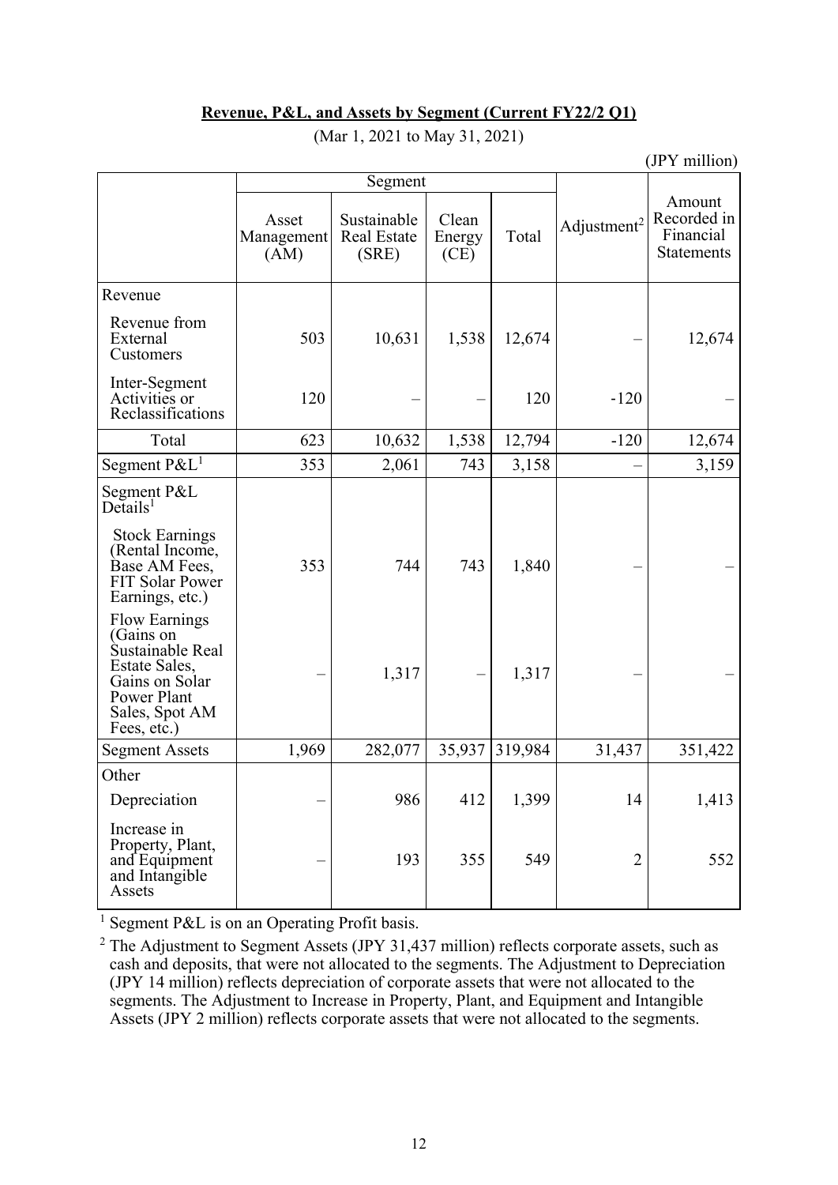**Revenue, P&L, and Assets by Segment (Current FY22/2 Q1)**

(Mar 1, 2021 to May 31, 2021)

(JPY million)

| | Segment | | | | Adjustment[2] | Amount Recorded in Financial Statements |
|---|---|---|---|---|---|---|
| | Asset Management (AM) | Sustainable Real Estate (SRE) | Clean Energy (CE) | Total | | |
| Revenue | | | | | | |
| Revenue from External Customers | 503 | 10,631 | 1,538 | 12,674 | – | 12,674 |
| Inter-Segment Activities or Reclassifications | 120 | – | – | 120 | -120 | – |
| Total | 623 | 10,632 | 1,538 | 12,794 | -120 | 12,674 |
| Segment P&L[1] | 353 | 2,061 | 743 | 3,158 | – | 3,159 |
| Segment P&L Details[1] | | | | | | |
| Stock Earnings (Rental Income, Base AM Fees, FIT Solar Power Earnings, etc.) | 353 | 744 | 743 | 1,840 | – | – |
| Flow Earnings (Gains on Sustainable Real Estate Sales, Gains on Solar Power Plant Sales, Spot AM Fees, etc.) | – | 1,317 | – | 1,317 | – | – |
| Segment Assets | 1,969 | 282,077 | 35,937 | 319,984 | 31,437 | 351,422 |
| Other | | | | | | |
| Depreciation | – | 986 | 412 | 1,399 | 14 | 1,413 |
| Increase in Property, Plant, and Equipment and Intangible Assets | – | 193 | 355 | 549 | 2 | 552 |

[1] Segment P&L is on an Operating Profit basis.

[2] The Adjustment to Segment Assets (JPY 31,437 million) reflects corporate assets, such as cash and deposits, that were not allocated to the segments. The Adjustment to Depreciation (JPY 14 million) reflects depreciation of corporate assets that were not allocated to the segments. The Adjustment to Increase in Property, Plant, and Equipment and Intangible Assets (JPY 2 million) reflects corporate assets that were not allocated to the segments.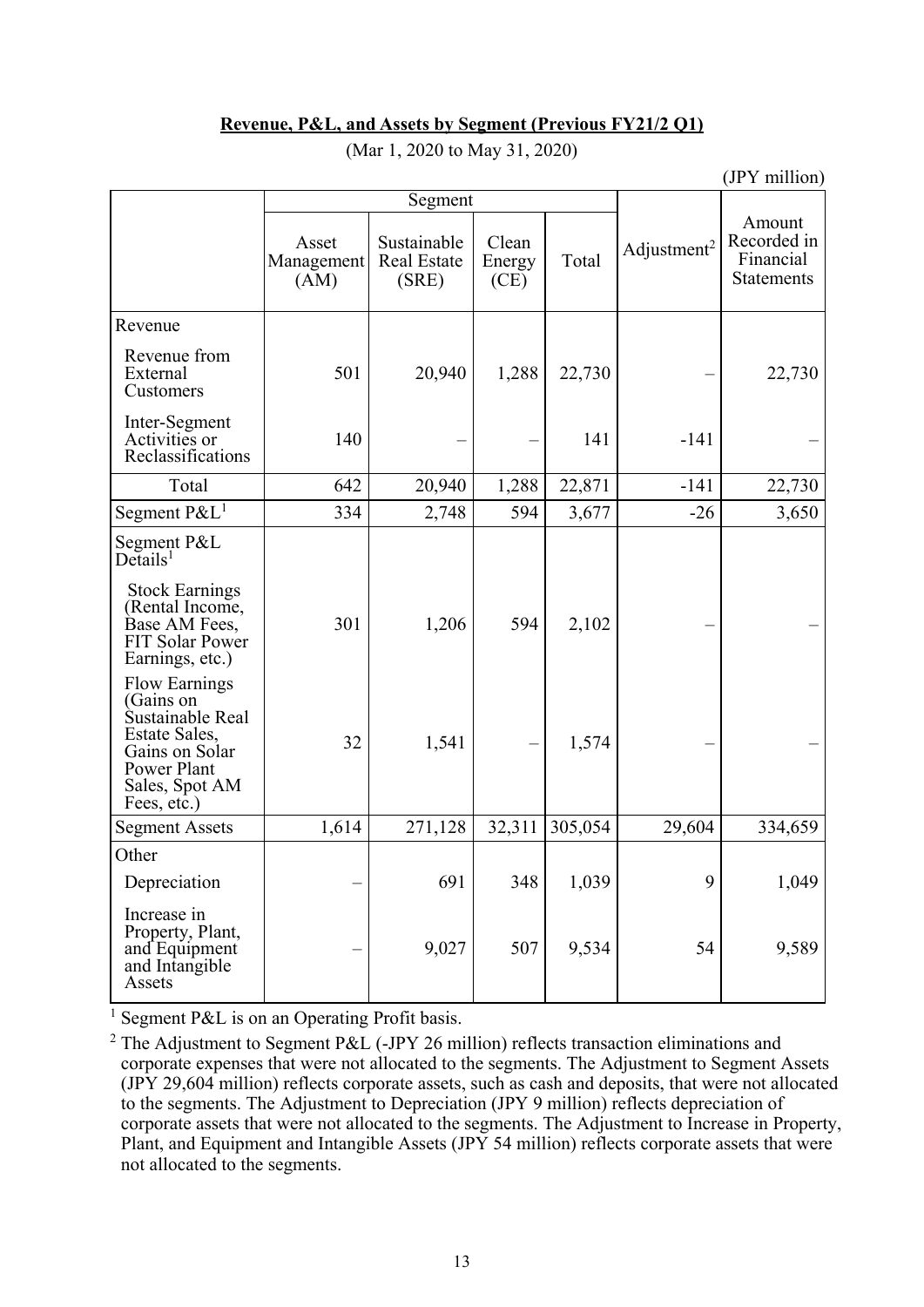## Revenue, P&L, and Assets by Segment (Previous FY21/2 Q1)

(Mar 1, 2020 to May 31, 2020)

(JPY million)

| | Segment | | | | Adjustment[2] | Amount Recorded in Financial Statements |
|---|---|---|---|---|---|---|
| | Asset Management (AM) | Sustainable Real Estate (SRE) | Clean Energy (CE) | Total | | |
| Revenue | | | | | | |
| Revenue from External Customers | 501 | 20,940 | 1,288 | 22,730 | – | 22,730 |
| Inter-Segment Activities or Reclassifications | 140 | – | – | 141 | -141 | – |
| Total | 642 | 20,940 | 1,288 | 22,871 | -141 | 22,730 |
| Segment P&L[1] | 334 | 2,748 | 594 | 3,677 | -26 | 3,650 |
| Segment P&L Details[1] | | | | | | |
| Stock Earnings (Rental Income, Base AM Fees, FIT Solar Power Earnings, etc.) | 301 | 1,206 | 594 | 2,102 | – | – |
| Flow Earnings (Gains on Sustainable Real Estate Sales, Gains on Solar Power Plant Sales, Spot AM Fees, etc.) | 32 | 1,541 | – | 1,574 | – | – |
| Segment Assets | 1,614 | 271,128 | 32,311 | 305,054 | 29,604 | 334,659 |
| Other | | | | | | |
| Depreciation | – | 691 | 348 | 1,039 | 9 | 1,049 |
| Increase in Property, Plant, and Equipment and Intangible Assets | – | 9,027 | 507 | 9,534 | 54 | 9,589 |

[1] Segment P&L is on an Operating Profit basis.

[2] The Adjustment to Segment P&L (-JPY 26 million) reflects transaction eliminations and corporate expenses that were not allocated to the segments. The Adjustment to Segment Assets (JPY 29,604 million) reflects corporate assets, such as cash and deposits, that were not allocated to the segments. The Adjustment to Depreciation (JPY 9 million) reflects depreciation of corporate assets that were not allocated to the segments. The Adjustment to Increase in Property, Plant, and Equipment and Intangible Assets (JPY 54 million) reflects corporate assets that were not allocated to the segments.